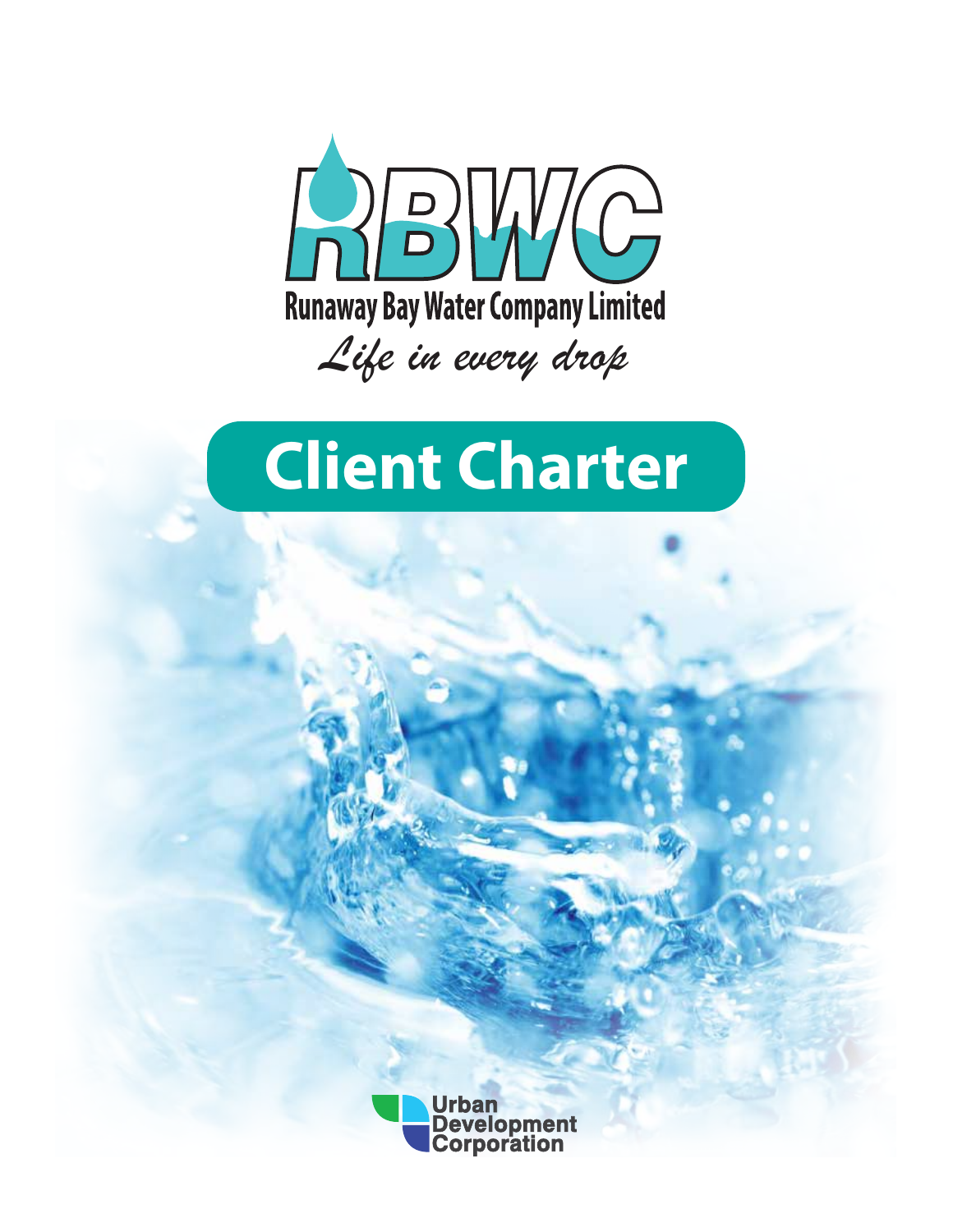RBWC

Runaway Bay Water Company Limited

*Life in every drop*

# Client Charter

Urban Development Corporation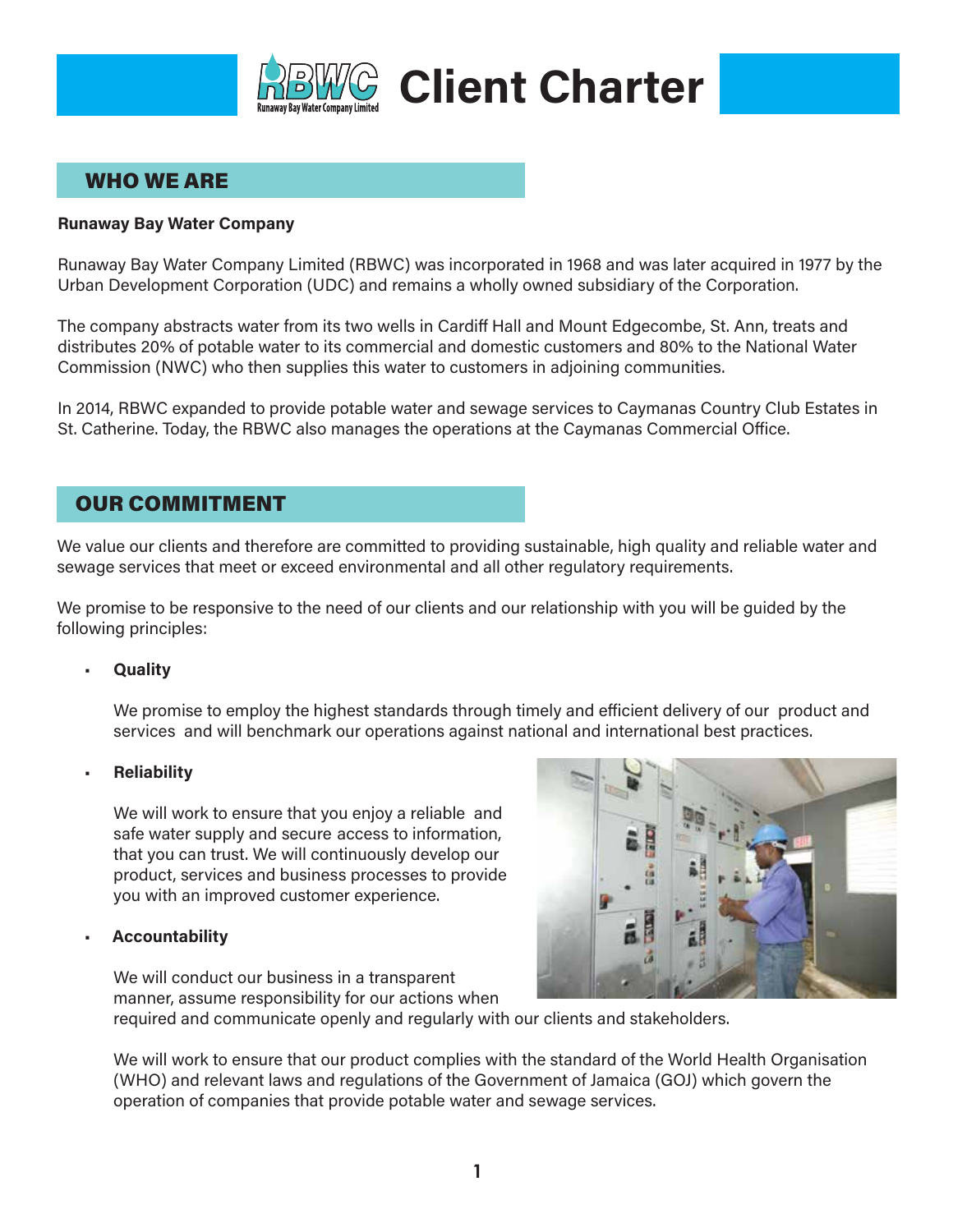# Client Charter

## WHO WE ARE

**Runaway Bay Water Company**

Runaway Bay Water Company Limited (RBWC) was incorporated in 1968 and was later acquired in 1977 by the Urban Development Corporation (UDC) and remains a wholly owned subsidiary of the Corporation.

The company abstracts water from its two wells in Cardiff Hall and Mount Edgecombe, St. Ann, treats and distributes 20% of potable water to its commercial and domestic customers and 80% to the National Water Commission (NWC) who then supplies this water to customers in adjoining communities.

In 2014, RBWC expanded to provide potable water and sewage services to Caymanas Country Club Estates in St. Catherine. Today, the RBWC also manages the operations at the Caymanas Commercial Office.

## OUR COMMITMENT

We value our clients and therefore are committed to providing sustainable, high quality and reliable water and sewage services that meet or exceed environmental and all other regulatory requirements.

We promise to be responsive to the need of our clients and our relationship with you will be guided by the following principles:

- **Quality**

  We promise to employ the highest standards through timely and efficient delivery of our product and services and will benchmark our operations against national and international best practices.

- **Reliability**

  We will work to ensure that you enjoy a reliable and safe water supply and secure access to information, that you can trust. We will continuously develop our product, services and business processes to provide you with an improved customer experience.

- **Accountability**

  We will conduct our business in a transparent manner, assume responsibility for our actions when required and communicate openly and regularly with our clients and stakeholders.

  We will work to ensure that our product complies with the standard of the World Health Organisation (WHO) and relevant laws and regulations of the Government of Jamaica (GOJ) which govern the operation of companies that provide potable water and sewage services.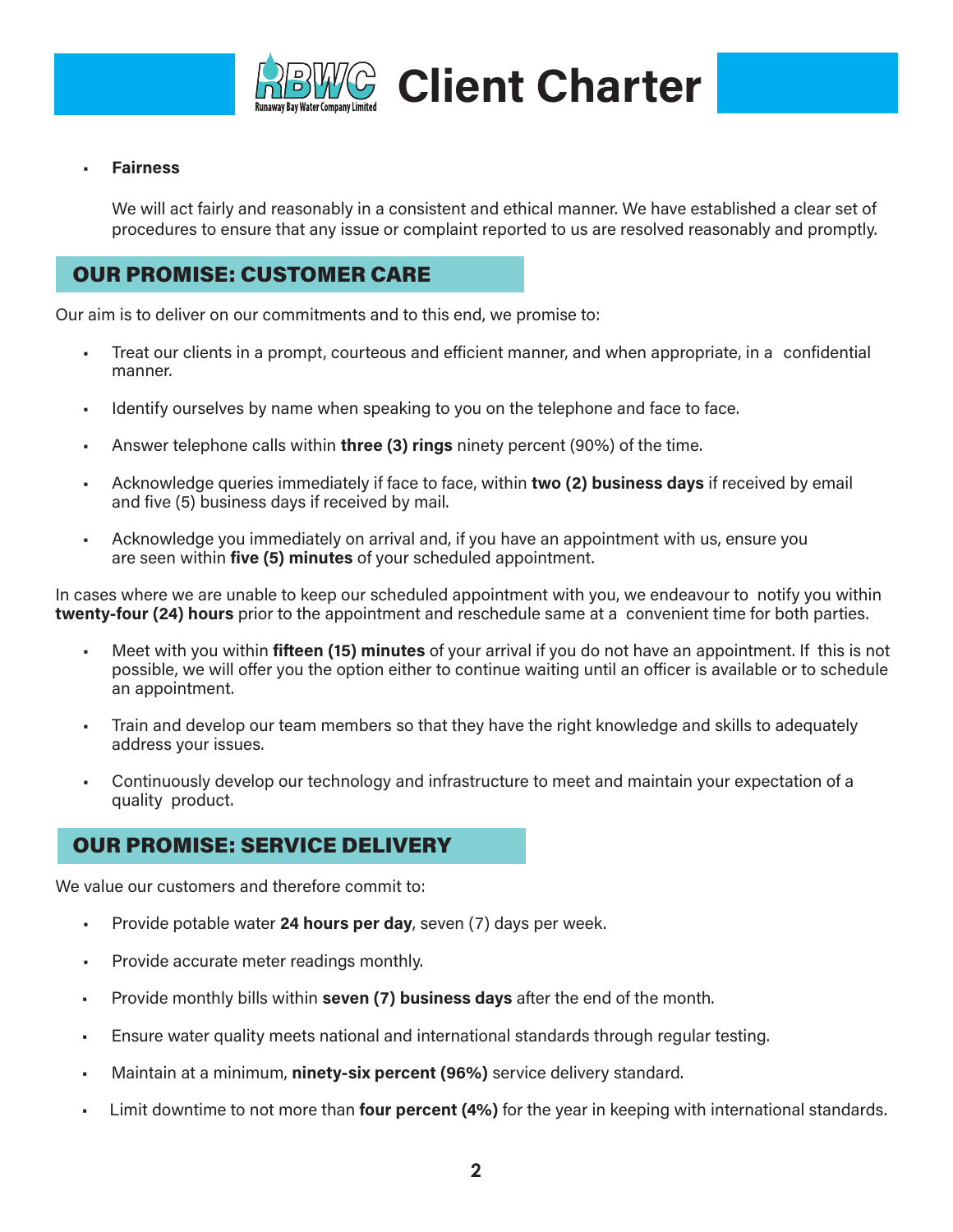- **Fairness**

  We will act fairly and reasonably in a consistent and ethical manner. We have established a clear set of procedures to ensure that any issue or complaint reported to us are resolved reasonably and promptly.

## OUR PROMISE: CUSTOMER CARE

Our aim is to deliver on our commitments and to this end, we promise to:

- Treat our clients in a prompt, courteous and efficient manner, and when appropriate, in a confidential manner.
- Identify ourselves by name when speaking to you on the telephone and face to face.
- Answer telephone calls within **three (3) rings** ninety percent (90%) of the time.
- Acknowledge queries immediately if face to face, within **two (2) business days** if received by email and five (5) business days if received by mail.
- Acknowledge you immediately on arrival and, if you have an appointment with us, ensure you are seen within **five (5) minutes** of your scheduled appointment.

In cases where we are unable to keep our scheduled appointment with you, we endeavour to notify you within **twenty-four (24) hours** prior to the appointment and reschedule same at a convenient time for both parties.

- Meet with you within **fifteen (15) minutes** of your arrival if you do not have an appointment. If this is not possible, we will offer you the option either to continue waiting until an officer is available or to schedule an appointment.
- Train and develop our team members so that they have the right knowledge and skills to adequately address your issues.
- Continuously develop our technology and infrastructure to meet and maintain your expectation of a quality product.

## OUR PROMISE: SERVICE DELIVERY

We value our customers and therefore commit to:

- Provide potable water **24 hours per day**, seven (7) days per week.
- Provide accurate meter readings monthly.
- Provide monthly bills within **seven (7) business days** after the end of the month.
- Ensure water quality meets national and international standards through regular testing.
- Maintain at a minimum, **ninety-six percent (96%)** service delivery standard.
- Limit downtime to not more than **four percent (4%)** for the year in keeping with international standards.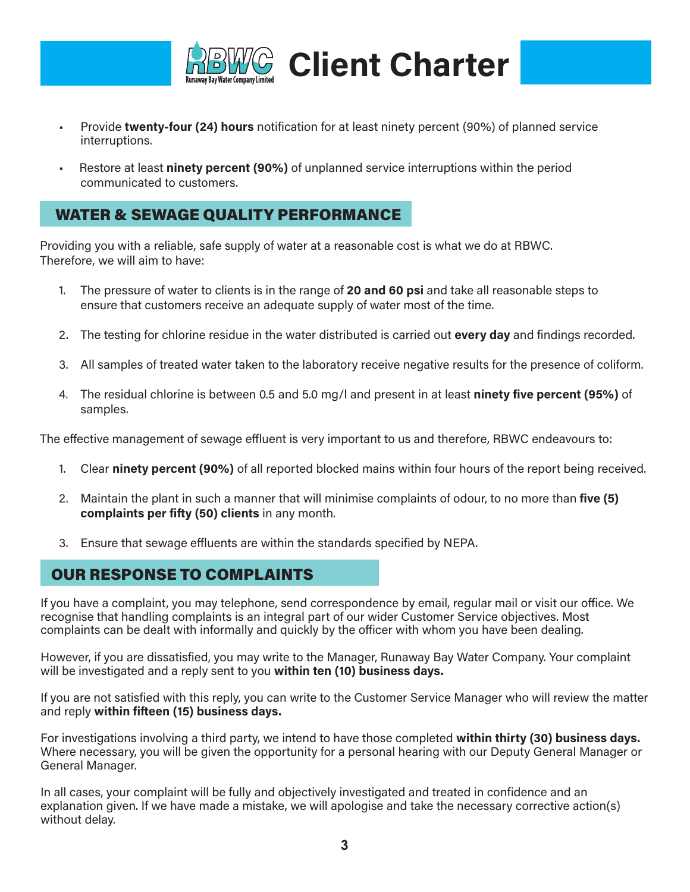- Provide **twenty-four (24) hours** notification for at least ninety percent (90%) of planned service interruptions.
- Restore at least **ninety percent (90%)** of unplanned service interruptions within the period communicated to customers.

## WATER & SEWAGE QUALITY PERFORMANCE

Providing you with a reliable, safe supply of water at a reasonable cost is what we do at RBWC. Therefore, we will aim to have:

1. The pressure of water to clients is in the range of **20 and 60 psi** and take all reasonable steps to ensure that customers receive an adequate supply of water most of the time.
2. The testing for chlorine residue in the water distributed is carried out **every day** and findings recorded.
3. All samples of treated water taken to the laboratory receive negative results for the presence of coliform.
4. The residual chlorine is between 0.5 and 5.0 mg/l and present in at least **ninety five percent (95%)** of samples.

The effective management of sewage effluent is very important to us and therefore, RBWC endeavours to:

1. Clear **ninety percent (90%)** of all reported blocked mains within four hours of the report being received.
2. Maintain the plant in such a manner that will minimise complaints of odour, to no more than **five (5) complaints per fifty (50) clients** in any month.
3. Ensure that sewage effluents are within the standards specified by NEPA.

## OUR RESPONSE TO COMPLAINTS

If you have a complaint, you may telephone, send correspondence by email, regular mail or visit our office. We recognise that handling complaints is an integral part of our wider Customer Service objectives. Most complaints can be dealt with informally and quickly by the officer with whom you have been dealing.

However, if you are dissatisfied, you may write to the Manager, Runaway Bay Water Company. Your complaint will be investigated and a reply sent to you **within ten (10) business days.**

If you are not satisfied with this reply, you can write to the Customer Service Manager who will review the matter and reply **within fifteen (15) business days.**

For investigations involving a third party, we intend to have those completed **within thirty (30) business days.** Where necessary, you will be given the opportunity for a personal hearing with our Deputy General Manager or General Manager.

In all cases, your complaint will be fully and objectively investigated and treated in confidence and an explanation given. If we have made a mistake, we will apologise and take the necessary corrective action(s) without delay.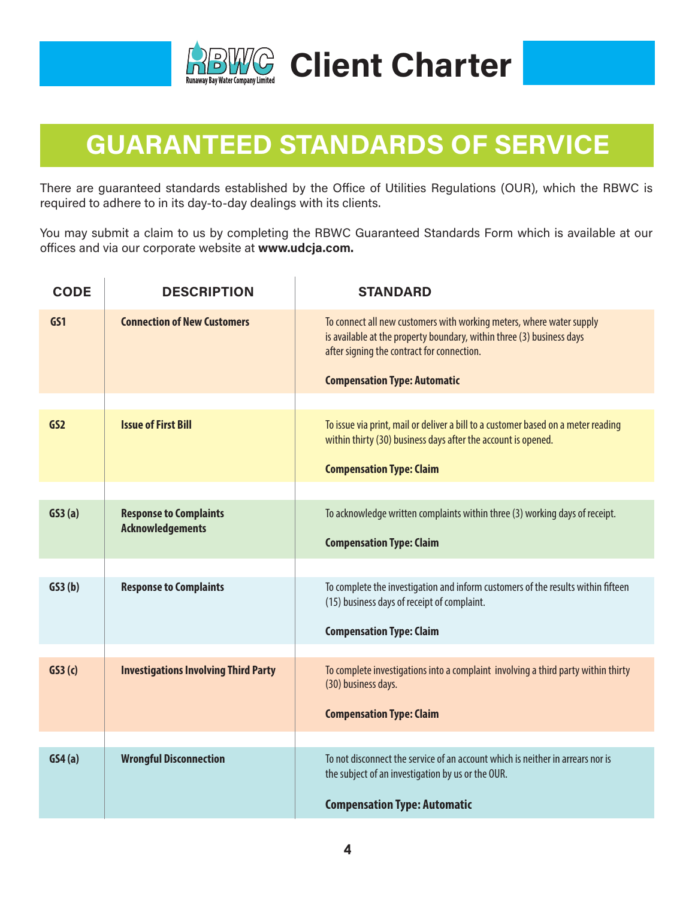# RBWC Client Charter

Runaway Bay Water Company Limited

## GUARANTEED STANDARDS OF SERVICE

There are guaranteed standards established by the Office of Utilities Regulations (OUR), which the RBWC is required to adhere to in its day-to-day dealings with its clients.

You may submit a claim to us by completing the RBWC Guaranteed Standards Form which is available at our offices and via our corporate website at **www.udcja.com.**

| CODE | DESCRIPTION | STANDARD |
|---|---|---|
| **GS1** | **Connection of New Customers** | To connect all new customers with working meters, where water supply is available at the property boundary, within three (3) business days after signing the contract for connection.<br><br>**Compensation Type: Automatic** |
| **GS2** | **Issue of First Bill** | To issue via print, mail or deliver a bill to a customer based on a meter reading within thirty (30) business days after the account is opened.<br><br>**Compensation Type: Claim** |
| **GS3 (a)** | **Response to Complaints Acknowledgements** | To acknowledge written complaints within three (3) working days of receipt.<br><br>**Compensation Type: Claim** |
| **GS3 (b)** | **Response to Complaints** | To complete the investigation and inform customers of the results within fifteen (15) business days of receipt of complaint.<br><br>**Compensation Type: Claim** |
| **GS3 (c)** | **Investigations Involving Third Party** | To complete investigations into a complaint involving a third party within thirty (30) business days.<br><br>**Compensation Type: Claim** |
| **GS4 (a)** | **Wrongful Disconnection** | To not disconnect the service of an account which is neither in arrears nor is the subject of an investigation by us or the OUR.<br><br>**Compensation Type: Automatic** |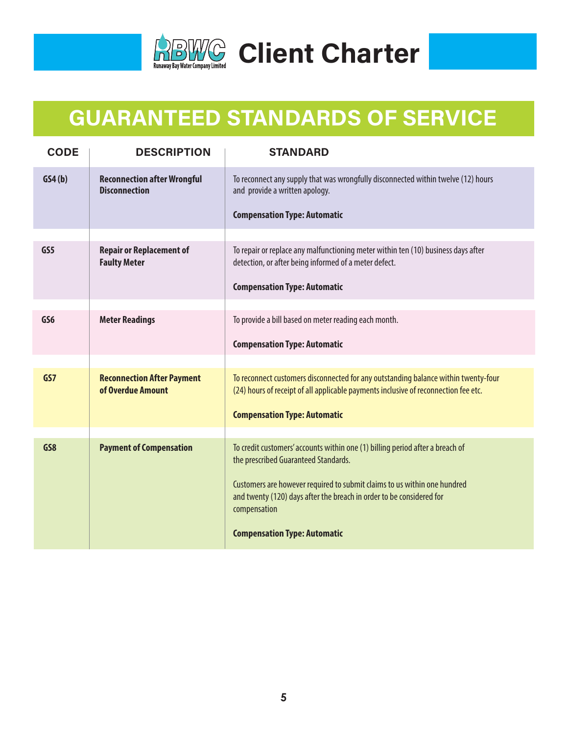# Client Charter

## GUARANTEED STANDARDS OF SERVICE

| CODE | DESCRIPTION | STANDARD |
|---|---|---|
| GS4 (b) | **Reconnection after Wrongful Disconnection** | To reconnect any supply that was wrongfully disconnected within twelve (12) hours and provide a written apology.<br><br>**Compensation Type: Automatic** |
| GS5 | **Repair or Replacement of Faulty Meter** | To repair or replace any malfunctioning meter within ten (10) business days after detection, or after being informed of a meter defect.<br><br>**Compensation Type: Automatic** |
| GS6 | **Meter Readings** | To provide a bill based on meter reading each month.<br><br>**Compensation Type: Automatic** |
| GS7 | **Reconnection After Payment of Overdue Amount** | To reconnect customers disconnected for any outstanding balance within twenty-four (24) hours of receipt of all applicable payments inclusive of reconnection fee etc.<br><br>**Compensation Type: Automatic** |
| GS8 | **Payment of Compensation** | To credit customers' accounts within one (1) billing period after a breach of the prescribed Guaranteed Standards.<br><br>Customers are however required to submit claims to us within one hundred and twenty (120) days after the breach in order to be considered for compensation<br><br>**Compensation Type: Automatic** |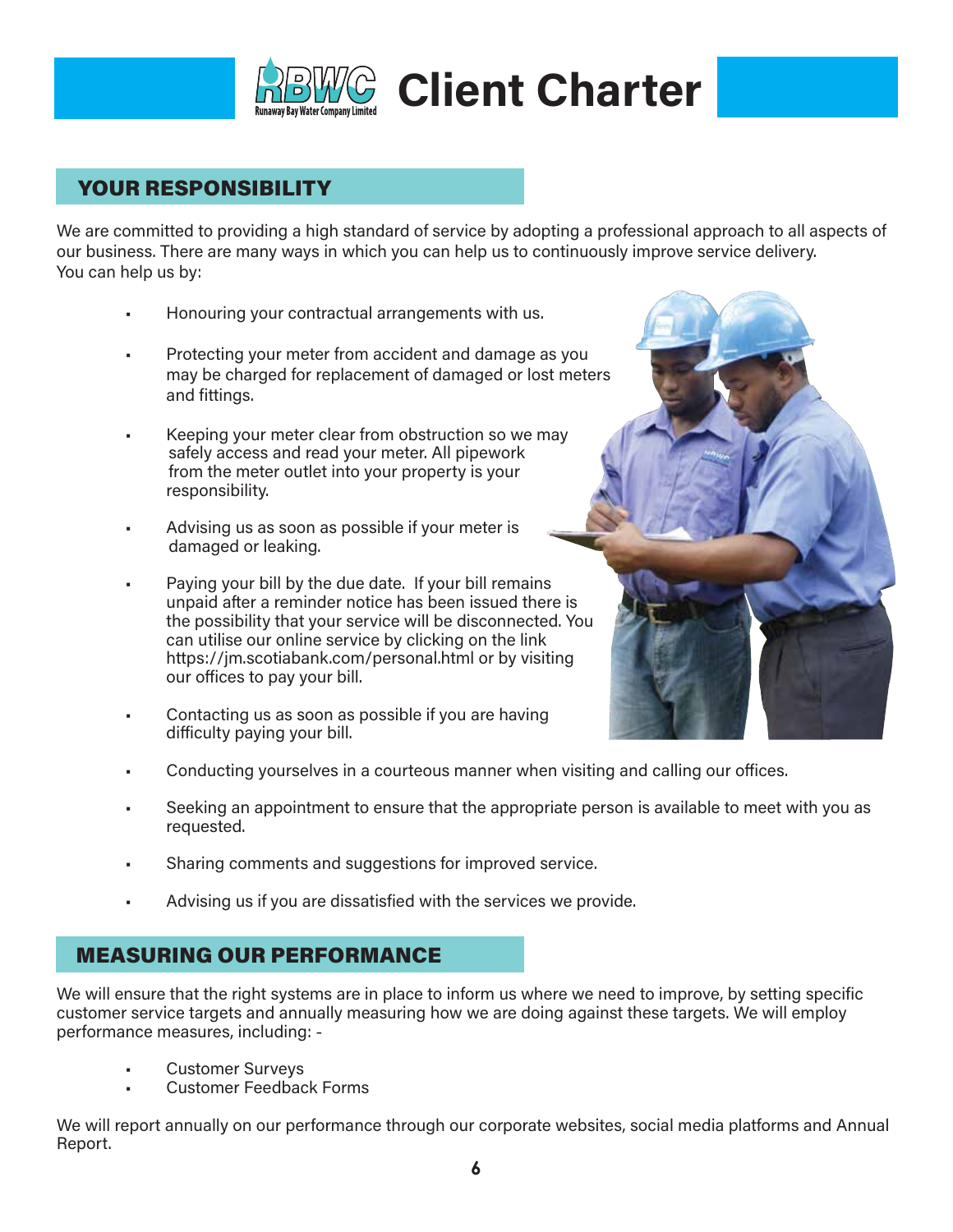# Client Charter

## YOUR RESPONSIBILITY

We are committed to providing a high standard of service by adopting a professional approach to all aspects of our business. There are many ways in which you can help us to continuously improve service delivery. You can help us by:

- Honouring your contractual arrangements with us.
- Protecting your meter from accident and damage as you may be charged for replacement of damaged or lost meters and fittings.
- Keeping your meter clear from obstruction so we may safely access and read your meter. All pipework from the meter outlet into your property is your responsibility.
- Advising us as soon as possible if your meter is damaged or leaking.
- Paying your bill by the due date. If your bill remains unpaid after a reminder notice has been issued there is the possibility that your service will be disconnected. You can utilise our online service by clicking on the link https://jm.scotiabank.com/personal.html or by visiting our offices to pay your bill.
- Contacting us as soon as possible if you are having difficulty paying your bill.
- Conducting yourselves in a courteous manner when visiting and calling our offices.
- Seeking an appointment to ensure that the appropriate person is available to meet with you as requested.
- Sharing comments and suggestions for improved service.
- Advising us if you are dissatisfied with the services we provide.

## MEASURING OUR PERFORMANCE

We will ensure that the right systems are in place to inform us where we need to improve, by setting specific customer service targets and annually measuring how we are doing against these targets. We will employ performance measures, including: -

- Customer Surveys
- Customer Feedback Forms

We will report annually on our performance through our corporate websites, social media platforms and Annual Report.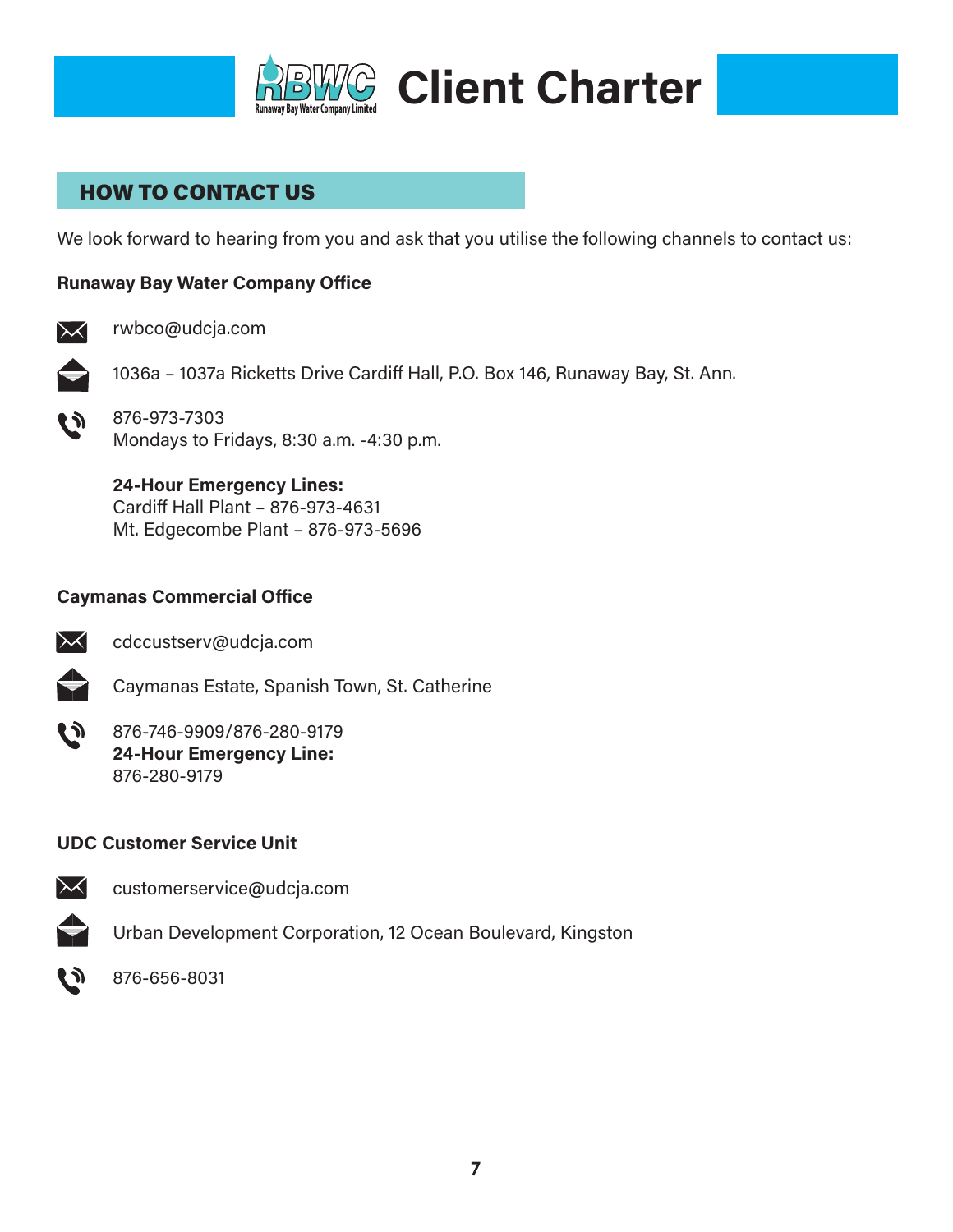# Client Charter

## HOW TO CONTACT US

We look forward to hearing from you and ask that you utilise the following channels to contact us:

**Runaway Bay Water Company Office**

rwbco@udcja.com

1036a – 1037a Ricketts Drive Cardiff Hall, P.O. Box 146, Runaway Bay, St. Ann.

876-973-7303
Mondays to Fridays, 8:30 a.m. -4:30 p.m.

**24-Hour Emergency Lines:**
Cardiff Hall Plant – 876-973-4631
Mt. Edgecombe Plant – 876-973-5696

**Caymanas Commercial Office**

cdccustserv@udcja.com

Caymanas Estate, Spanish Town, St. Catherine

876-746-9909/876-280-9179
**24-Hour Emergency Line:**
876-280-9179

**UDC Customer Service Unit**

customerservice@udcja.com

Urban Development Corporation, 12 Ocean Boulevard, Kingston

876-656-8031